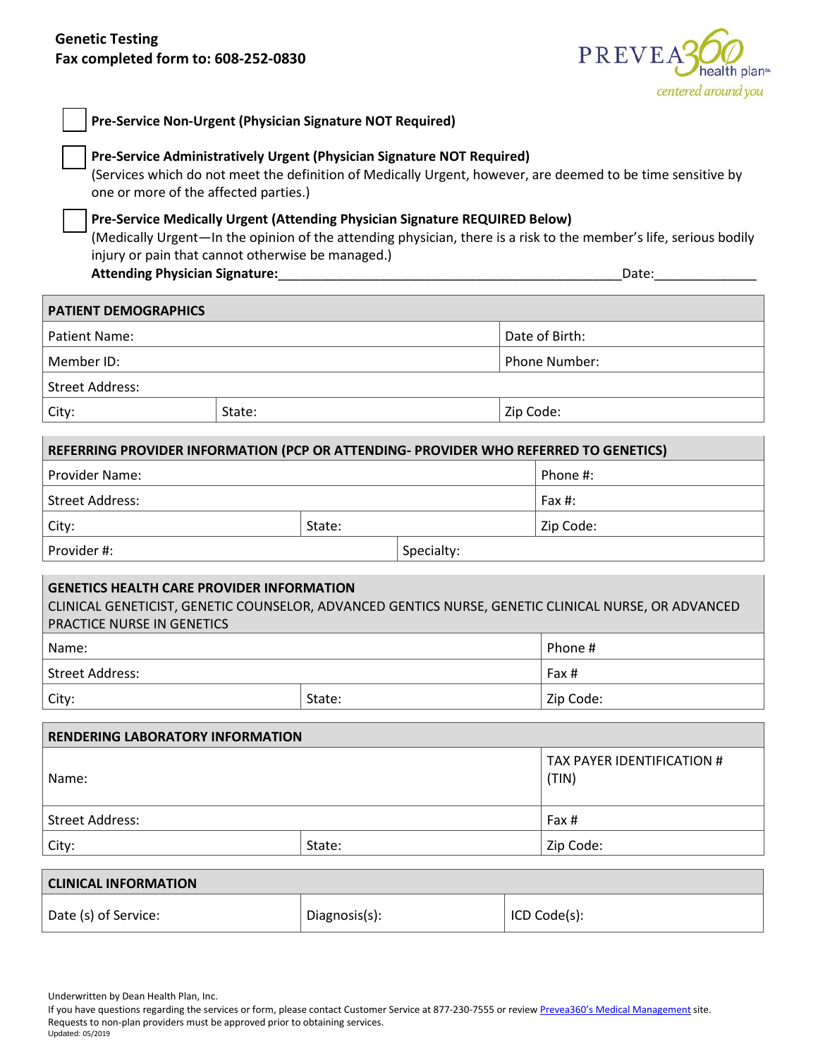**Genetic Testing**
**Fax completed form to: 608-252-0830**

PREVEA360 health plan
centered around you

☐ **Pre-Service Non-Urgent (Physician Signature NOT Required)**

☐ **Pre-Service Administratively Urgent (Physician Signature NOT Required)**
(Services which do not meet the definition of Medically Urgent, however, are deemed to be time sensitive by one or more of the affected parties.)

☐ **Pre-Service Medically Urgent (Attending Physician Signature REQUIRED Below)**
(Medically Urgent—In the opinion of the attending physician, there is a risk to the member's life, serious bodily injury or pain that cannot otherwise be managed.)
**Attending Physician Signature:**_______________________________________________Date:_____________

| **PATIENT DEMOGRAPHICS** | | |
|---|---|---|
| Patient Name: | | Date of Birth: |
| Member ID: | | Phone Number: |
| Street Address: | | |
| City: | State: | Zip Code: |

| **REFERRING PROVIDER INFORMATION (PCP OR ATTENDING- PROVIDER WHO REFERRED TO GENETICS)** | | | |
|---|---|---|---|
| Provider Name: | | | Phone #: |
| Street Address: | | | Fax #: |
| City: | State: | | Zip Code: |
| Provider #: | | Specialty: | |

| **GENETICS HEALTH CARE PROVIDER INFORMATION** CLINICAL GENETICIST, GENETIC COUNSELOR, ADVANCED GENTICS NURSE, GENETIC CLINICAL NURSE, OR ADVANCED PRACTICE NURSE IN GENETICS | | |
|---|---|---|
| Name: | | Phone # |
| Street Address: | | Fax # |
| City: | State: | Zip Code: |

| **RENDERING LABORATORY INFORMATION** | | |
|---|---|---|
| Name: | | TAX PAYER IDENTIFICATION # (TIN) |
| Street Address: | | Fax # |
| City: | State: | Zip Code: |

| **CLINICAL INFORMATION** | | |
|---|---|---|
| Date (s) of Service: | Diagnosis(s): | ICD Code(s): |

Underwritten by Dean Health Plan, Inc.
If you have questions regarding the services or form, please contact Customer Service at 877-230-7555 or review Prevea360's Medical Management site.
Requests to non-plan providers must be approved prior to obtaining services.
Updated: 05/2019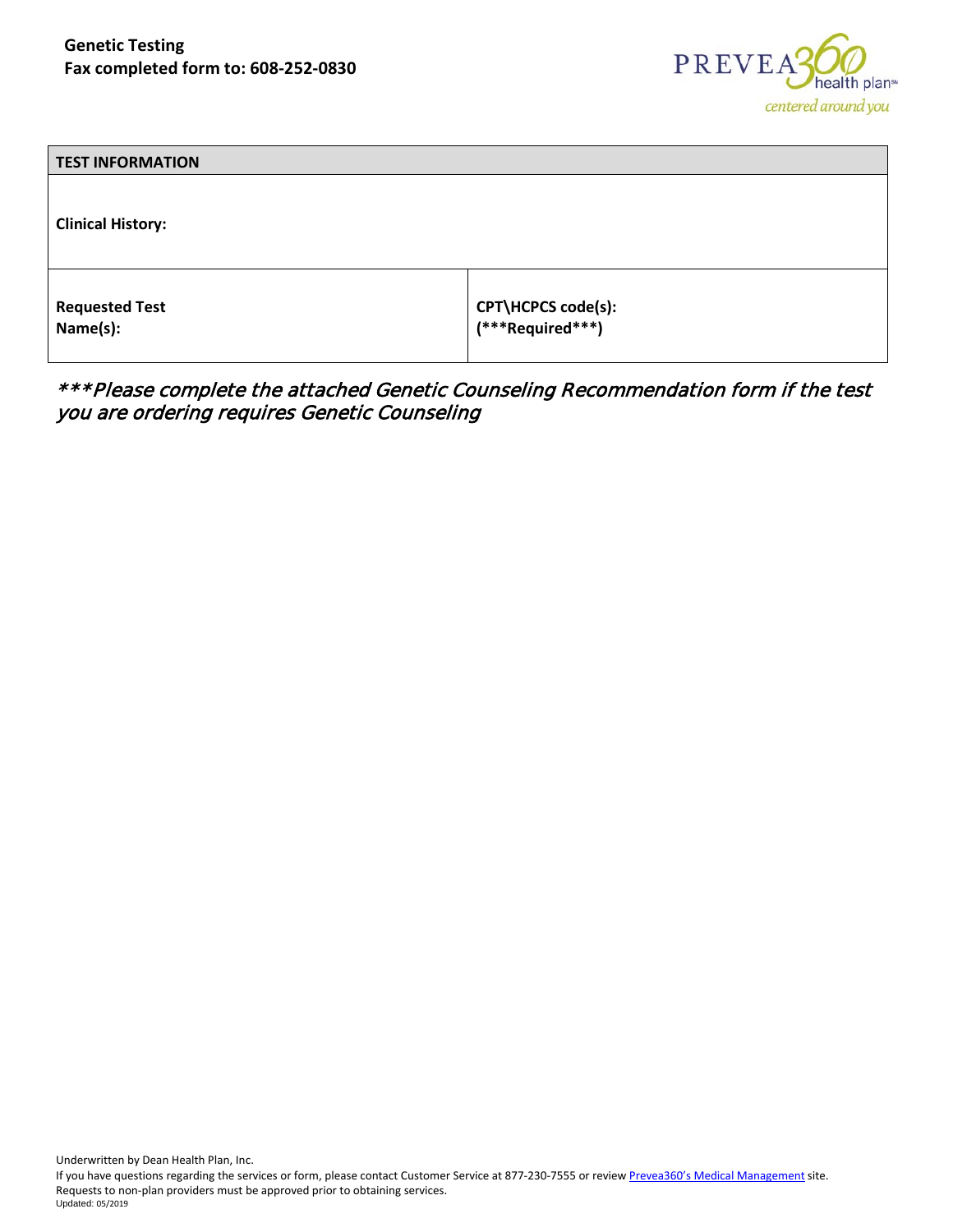**Genetic Testing**
**Fax completed form to: 608-252-0830**

| TEST INFORMATION | |
|---|---|
| **Clinical History:** | |
| **Requested Test Name(s):** | **CPT\HCPCS code(s): (***Required***)** |

****Please complete the attached Genetic Counseling Recommendation form if the test you are ordering requires Genetic Counseling*

Underwritten by Dean Health Plan, Inc.
If you have questions regarding the services or form, please contact Customer Service at 877-230-7555 or review Prevea360's Medical Management site.
Requests to non-plan providers must be approved prior to obtaining services.
Updated: 05/2019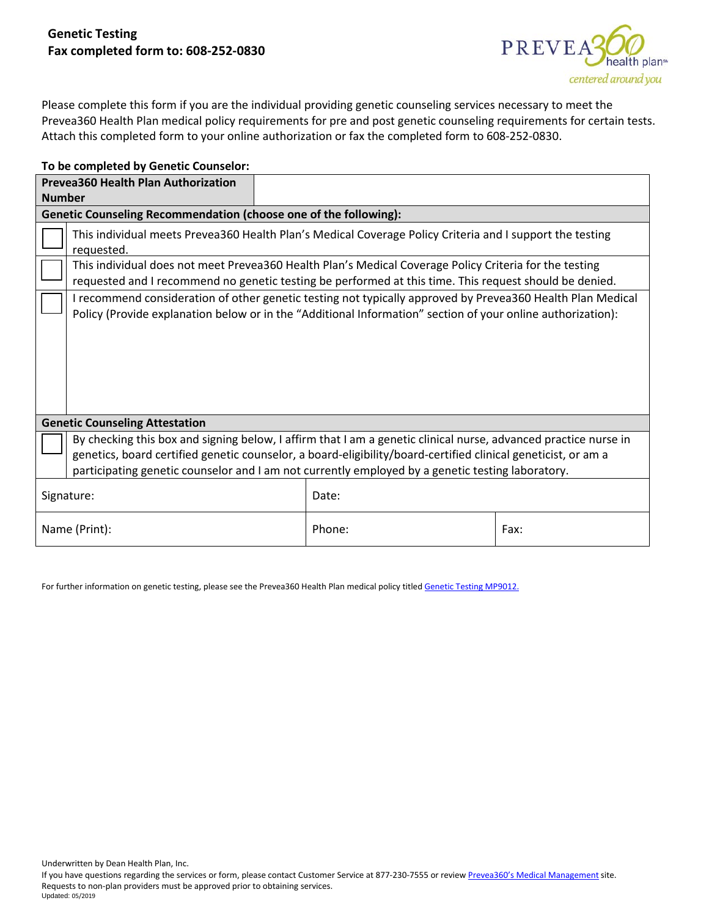**Genetic Testing**
**Fax completed form to: 608-252-0830**

PREVEA360 health plan
*centered around you*

Please complete this form if you are the individual providing genetic counseling services necessary to meet the Prevea360 Health Plan medical policy requirements for pre and post genetic counseling requirements for certain tests. Attach this completed form to your online authorization or fax the completed form to 608-252-0830.

**To be completed by Genetic Counselor:**

| | | | |
|---|---|---|---|
| **Prevea360 Health Plan Authorization Number** | | | |
| **Genetic Counseling Recommendation (choose one of the following):** | | | |
| ☐ | This individual meets Prevea360 Health Plan's Medical Coverage Policy Criteria and I support the testing requested. | | |
| ☐ | This individual does not meet Prevea360 Health Plan's Medical Coverage Policy Criteria for the testing requested and I recommend no genetic testing be performed at this time. This request should be denied. | | |
| ☐ | I recommend consideration of other genetic testing not typically approved by Prevea360 Health Plan Medical Policy (Provide explanation below or in the "Additional Information" section of your online authorization): | | |
| **Genetic Counseling Attestation** | | | |
| ☐ | By checking this box and signing below, I affirm that I am a genetic clinical nurse, advanced practice nurse in genetics, board certified genetic counselor, a board-eligibility/board-certified clinical geneticist, or am a participating genetic counselor and I am not currently employed by a genetic testing laboratory. | | |
| Signature: | | Date: | |
| Name (Print): | | Phone: | Fax: |

For further information on genetic testing, please see the Prevea360 Health Plan medical policy titled Genetic Testing MP9012.

Underwritten by Dean Health Plan, Inc.
If you have questions regarding the services or form, please contact Customer Service at 877-230-7555 or review Prevea360's Medical Management site.
Requests to non-plan providers must be approved prior to obtaining services.
Updated: 05/2019